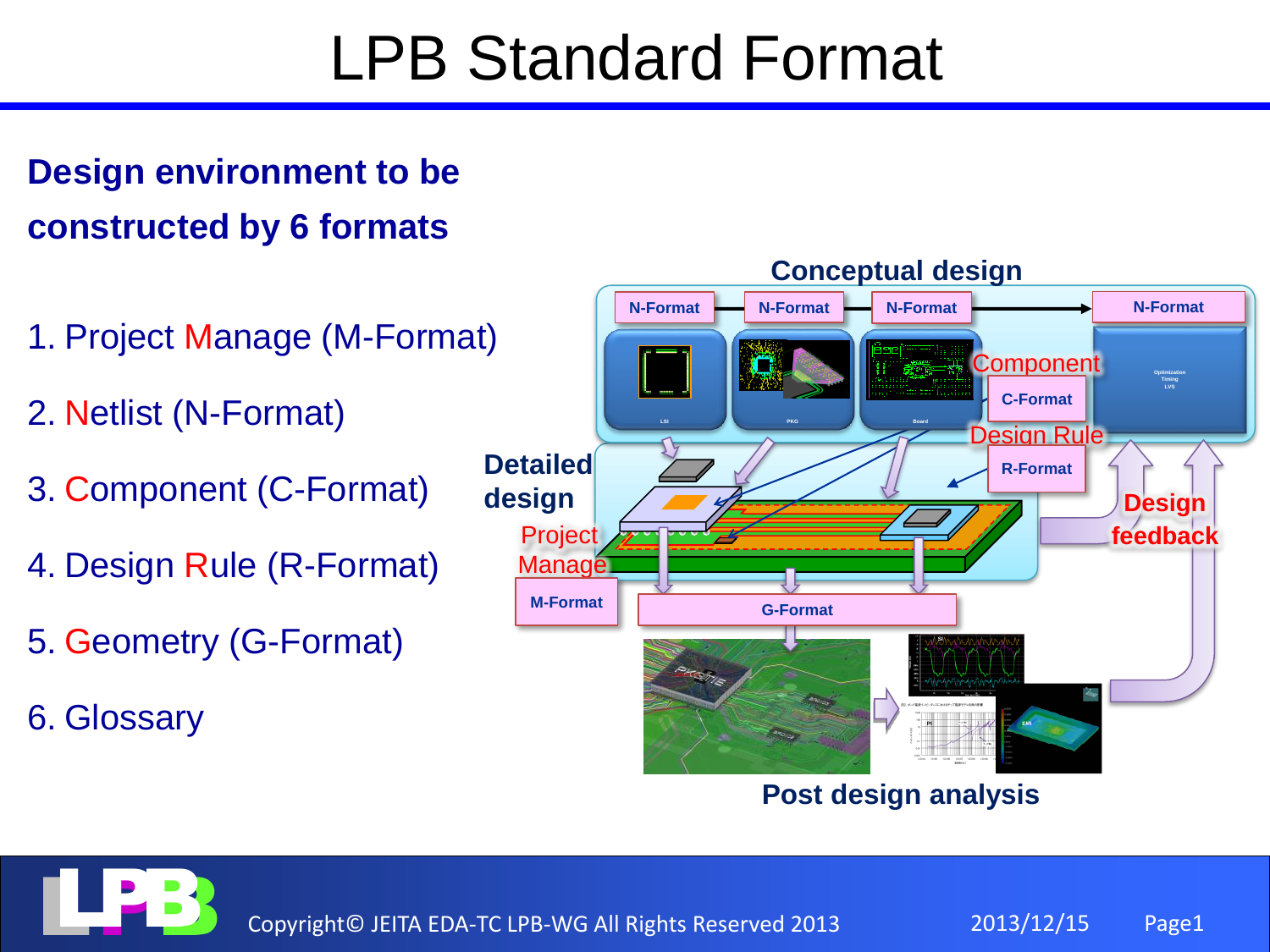# LPB Standard Format

**Design environment to be constructed by 6 formats**

1. Project Manage (M-Format)
2. Netlist (N-Format)
3. Component (C-Format)
4. Design Rule (R-Format)
5. Geometry (G-Format)
6. Glossary

Conceptual design

N-Format | N-Format | N-Format | N-Format

LSI | PKG | Board | Optimization Timing LVS

Component — C-Format

Design Rule — R-Format

Detailed design

Project Manage — M-Format

G-Format

Design feedback

Post design analysis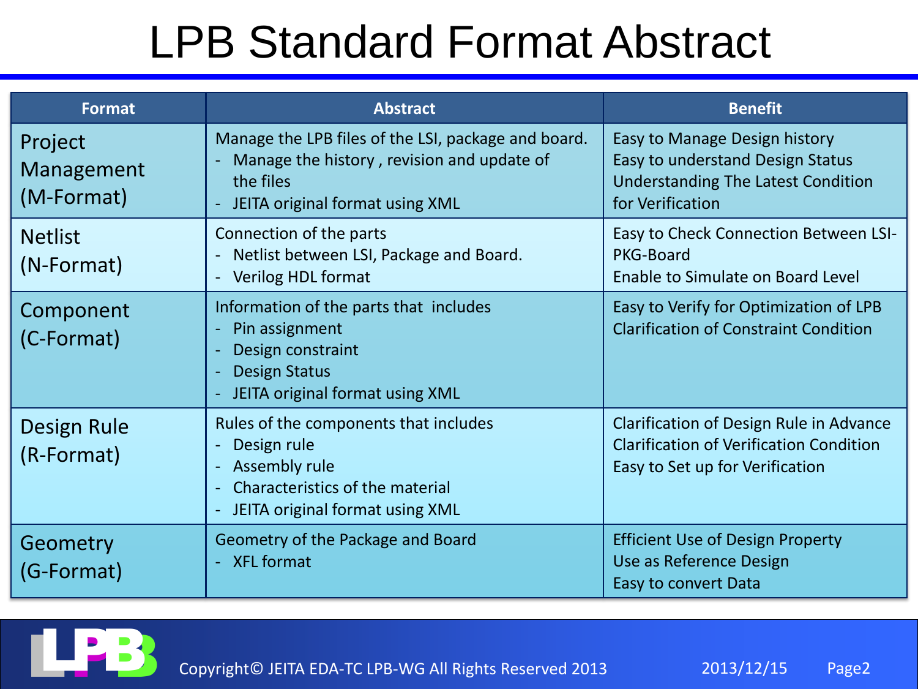# LPB Standard Format Abstract

| Format | Abstract | Benefit |
|---|---|---|
| Project Management (M-Format) | Manage the LPB files of the LSI, package and board.<br>- Manage the history , revision and update of the files<br>- JEITA original format using XML | Easy to Manage Design history<br>Easy to understand Design Status<br>Understanding The Latest Condition for Verification |
| Netlist (N-Format) | Connection of the parts<br>- Netlist between LSI, Package and Board.<br>- Verilog HDL format | Easy to Check Connection Between LSI-PKG-Board<br>Enable to Simulate on Board Level |
| Component (C-Format) | Information of the parts that includes<br>- Pin assignment<br>- Design constraint<br>- Design Status<br>- JEITA original format using XML | Easy to Verify for Optimization of LPB<br>Clarification of Constraint Condition |
| Design Rule (R-Format) | Rules of the components that includes<br>- Design rule<br>- Assembly rule<br>- Characteristics of the material<br>- JEITA original format using XML | Clarification of Design Rule in Advance<br>Clarification of Verification Condition<br>Easy to Set up for Verification |
| Geometry (G-Format) | Geometry of the Package and Board<br>- XFL format | Efficient Use of Design Property<br>Use as Reference Design<br>Easy to convert Data |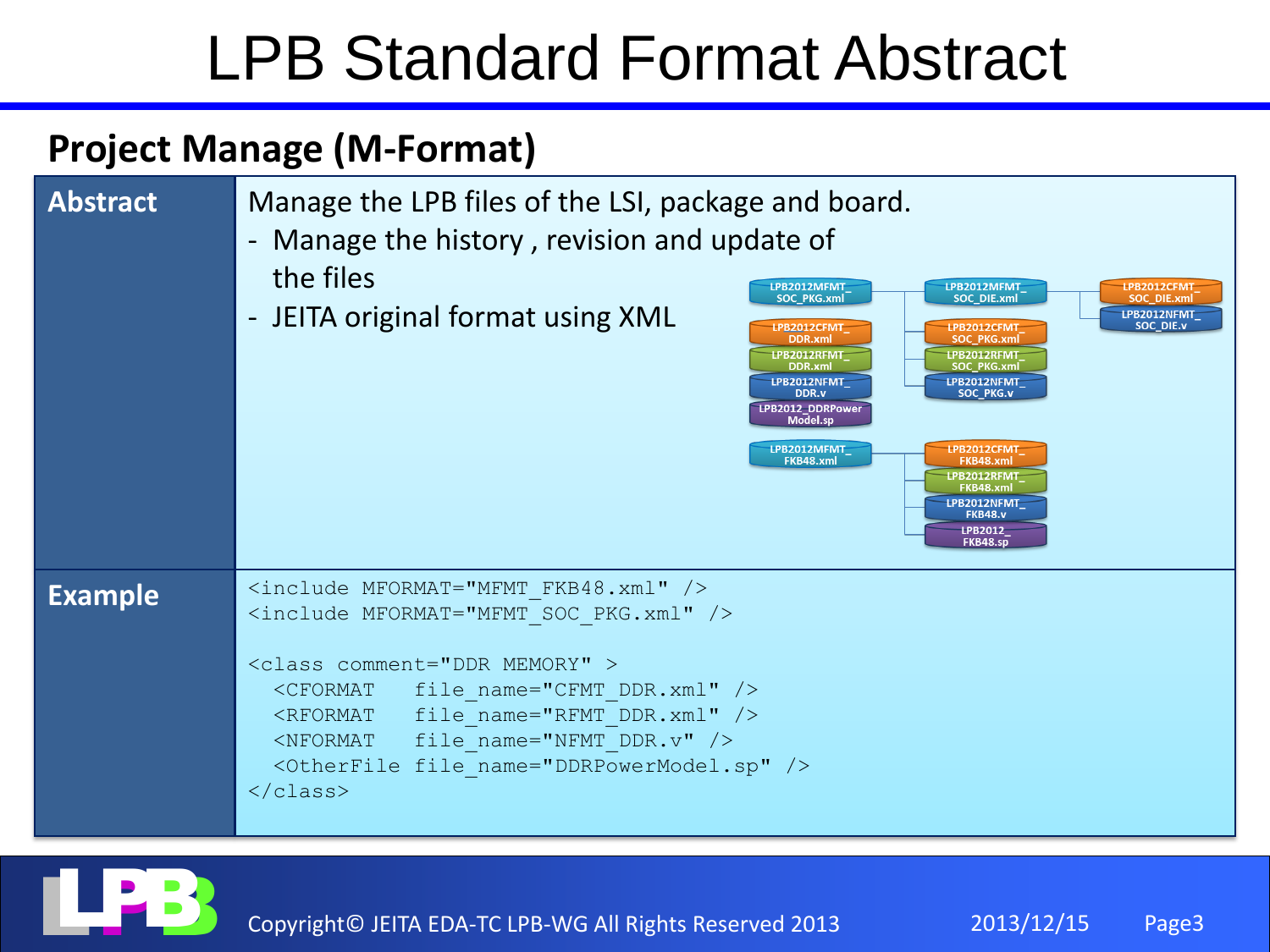# LPB Standard Format Abstract

## Project Manage (M-Format)

| | |
|---|---|
| **Abstract** | Manage the LPB files of the LSI, package and board.<br>- Manage the history , revision and update of the files<br>- JEITA original format using XML |
| **Example** | See code below |

LPB2012MFMT_SOC_PKG.xml, LPB2012MFMT_SOC_DIE.xml, LPB2012CFMT_SOC_DIE.xml, LPB2012NFMT_SOC_DIE.v, LPB2012CFMT_DDR.xml, LPB2012RFMT_DDR.xml, LPB2012NFMT_DDR.v, LPB2012_DDRPowerModel.sp, LPB2012CFMT_SOC_PKG.xml, LPB2012RFMT_SOC_PKG.xml, LPB2012NFMT_SOC_PKG.v, LPB2012MFMT_FKB48.xml, LPB2012CFMT_FKB48.xml, LPB2012RFMT_FKB48.xml, LPB2012NFMT_FKB48.v, LPB2012_FKB48.sp

```
<include MFORMAT="MFMT_FKB48.xml" />
<include MFORMAT="MFMT_SOC_PKG.xml" />

<class comment="DDR MEMORY" >
  <CFORMAT   file_name="CFMT_DDR.xml" />
  <RFORMAT   file_name="RFMT_DDR.xml" />
  <NFORMAT   file_name="NFMT_DDR.v" />
  <OtherFile file_name="DDRPowerModel.sp" />
</class>
```

Copyright© JEITA EDA-TC LPB-WG All Rights Reserved 2013 2013/12/15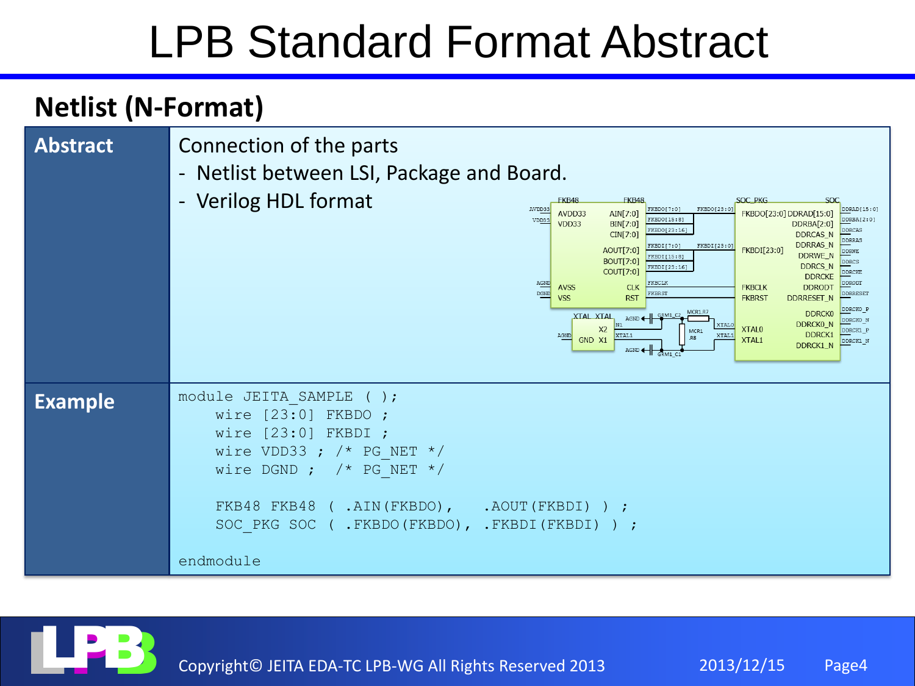# LPB Standard Format Abstract

## Netlist (N-Format)

| | |
|---|---|
| **Abstract** | Connection of the parts<br>- Netlist between LSI, Package and Board.<br>- Verilog HDL format |
| **Example** | (see code below) |

```
module JEITA_SAMPLE ( );
    wire [23:0] FKBDO ;
    wire [23:0] FKBDI ;
    wire VDD33 ; /* PG_NET */
    wire DGND ;  /* PG_NET */

    FKB48 FKB48 ( .AIN(FKBDO),    .AOUT(FKBDI) ) ;
    SOC_PKG SOC ( .FKBDO(FKBDO), .FKBDI(FKBDI) ) ;

endmodule
```

Copyright© JEITA EDA-TC LPB-WG All Rights Reserved 2013 2013/12/15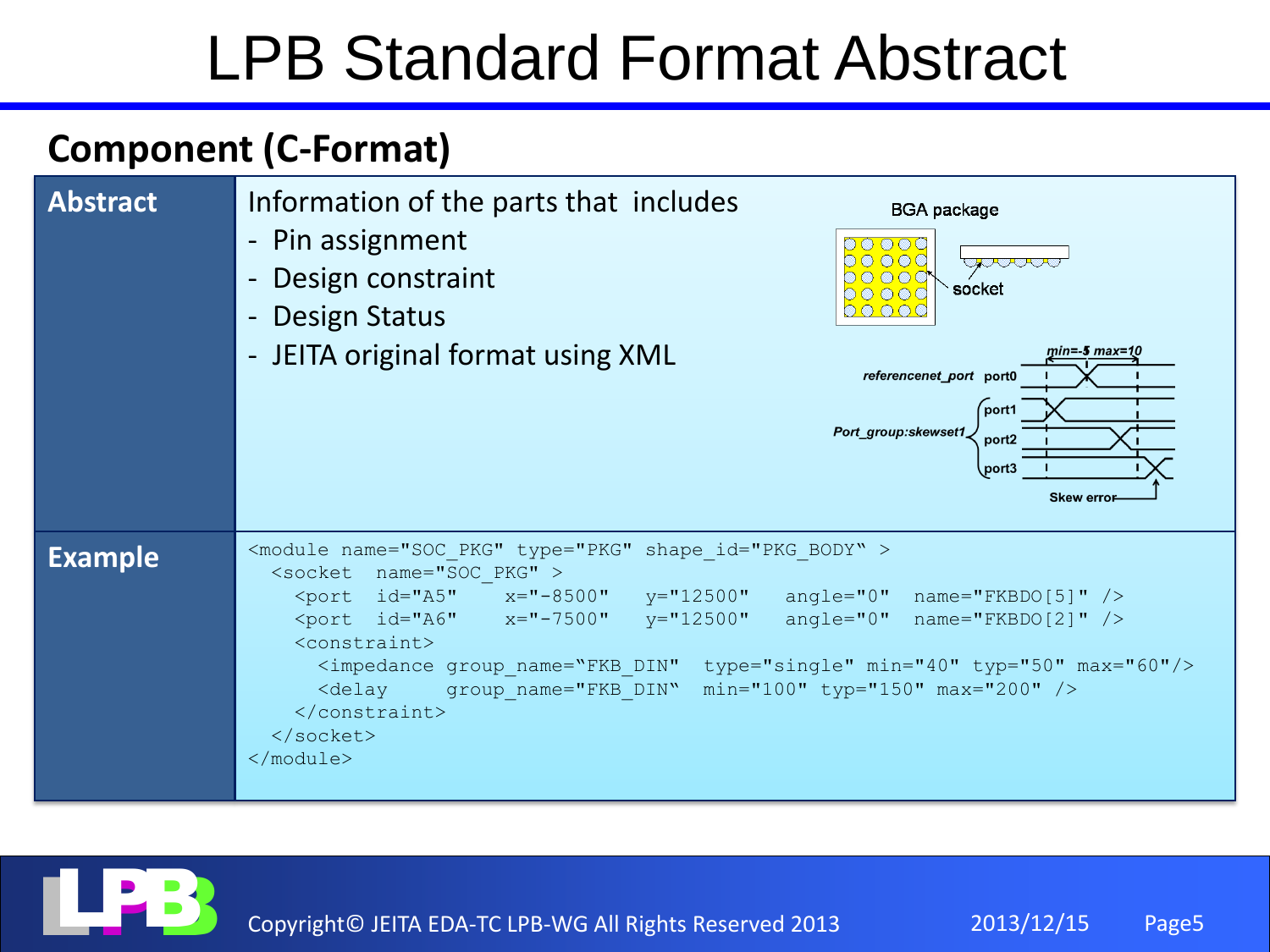# LPB Standard Format Abstract

## Component (C-Format)

| | |
|---|---|
| **Abstract** | Information of the parts that includes<br>- Pin assignment<br>- Design constraint<br>- Design Status<br>- JEITA original format using XML |
| **Example** | (see code below) |

BGA package

socket

min=-5 max=10

referencenet_port port0

Port_group:skewset1 port1 port2 port3

Skew error

```
<module name="SOC_PKG" type="PKG" shape_id="PKG_BODY" >
  <socket  name="SOC_PKG" >
    <port  id="A5"    x="-8500"   y="12500"   angle="0"  name="FKBDO[5]" />
    <port  id="A6"    x="-7500"   y="12500"   angle="0"  name="FKBDO[2]" />
    <constraint>
      <impedance group_name="FKB_DIN"  type="single" min="40" typ="50" max="60"/>
      <delay     group_name="FKB_DIN"  min="100" typ="150" max="200" />
    </constraint>
  </socket>
</module>
```

Copyright© JEITA EDA-TC LPB-WG All Rights Reserved 2013 2013/12/15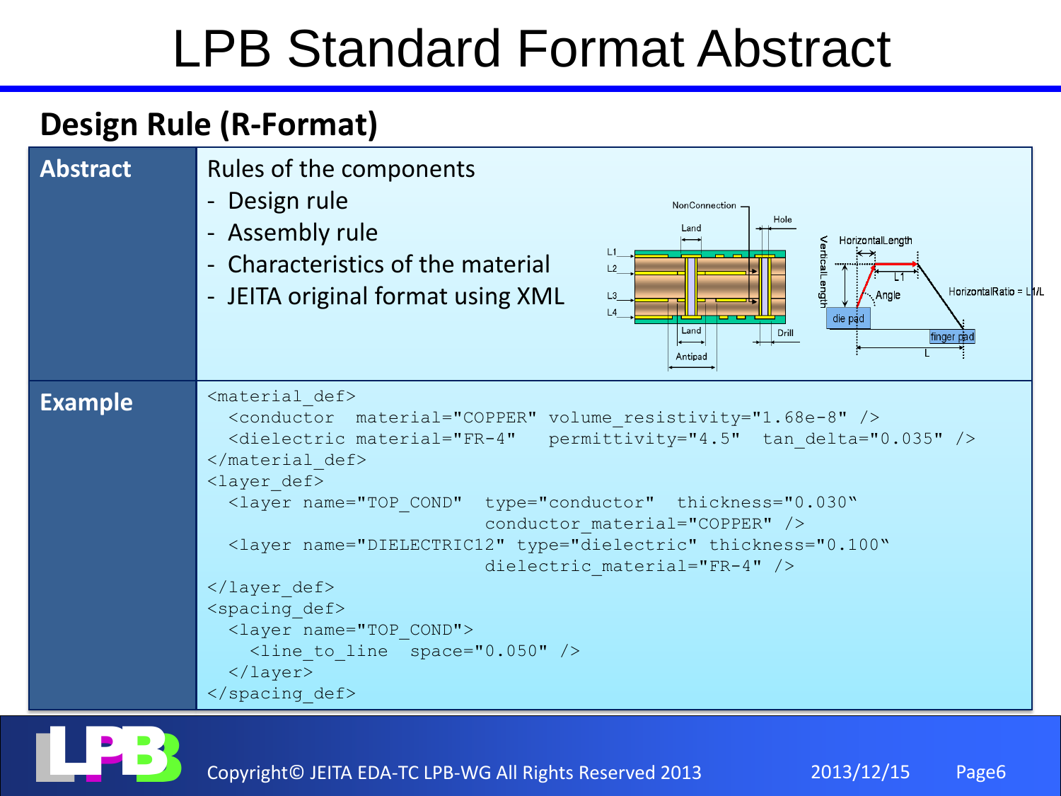# LPB Standard Format Abstract

## Design Rule (R-Format)

| | |
|---|---|
| **Abstract** | Rules of the components<br>- Design rule<br>- Assembly rule<br>- Characteristics of the material<br>- JEITA original format using XML |
| **Example** | (see code below) |

```
<material_def>
  <conductor  material="COPPER" volume_resistivity="1.68e-8" />
  <dielectric material="FR-4"   permittivity="4.5"  tan_delta="0.035" />
</material_def>
<layer_def>
  <layer name="TOP_COND"  type="conductor"  thickness="0.030"
                          conductor_material="COPPER" />
  <layer name="DIELECTRIC12" type="dielectric" thickness="0.100"
                          dielectric_material="FR-4" />
</layer_def>
<spacing_def>
  <layer name="TOP_COND">
    <line_to_line  space="0.050" />
  </layer>
</spacing_def>
```

Copyright© JEITA EDA-TC LPB-WG All Rights Reserved 2013 2013/12/15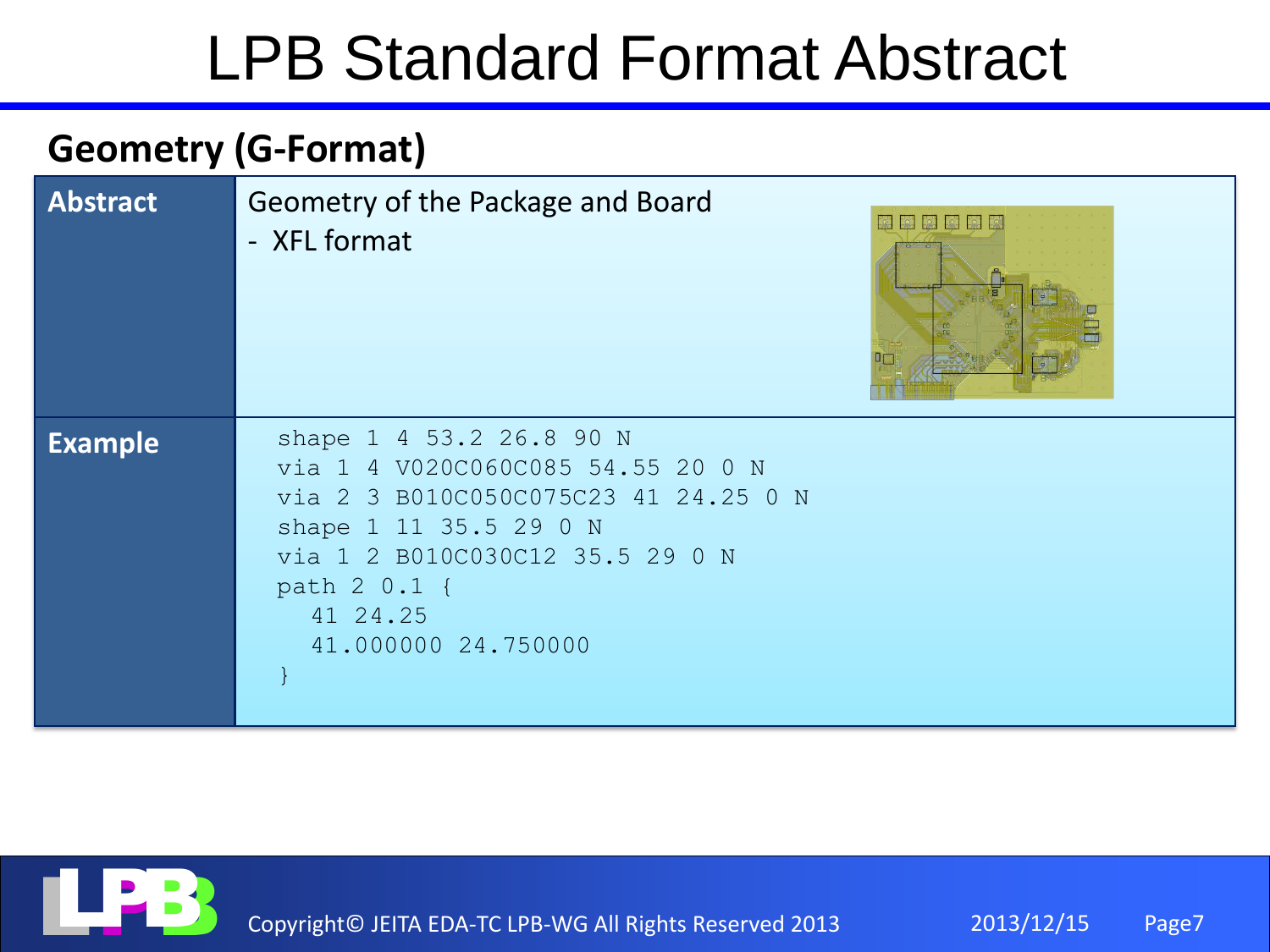# LPB Standard Format Abstract

## Geometry (G-Format)

| | |
|---|---|
| **Abstract** | Geometry of the Package and Board<br>- XFL format |
| **Example** | `shape 1 4 53.2 26.8 90 N`<br>`via 1 4 V020C060C085 54.55 20 0 N`<br>`via 2 3 B010C050C075C23 41 24.25 0 N`<br>`shape 1 11 35.5 29 0 N`<br>`via 1 2 B010C030C12 35.5 29 0 N`<br>`path 2 0.1 {`<br>`  41 24.25`<br>`  41.000000 24.750000`<br>`}` |

```
shape 1 4 53.2 26.8 90 N
via 1 4 V020C060C085 54.55 20 0 N
via 2 3 B010C050C075C23 41 24.25 0 N
shape 1 11 35.5 29 0 N
via 1 2 B010C030C12 35.5 29 0 N
path 2 0.1 {
   41 24.25
   41.000000 24.750000
}
```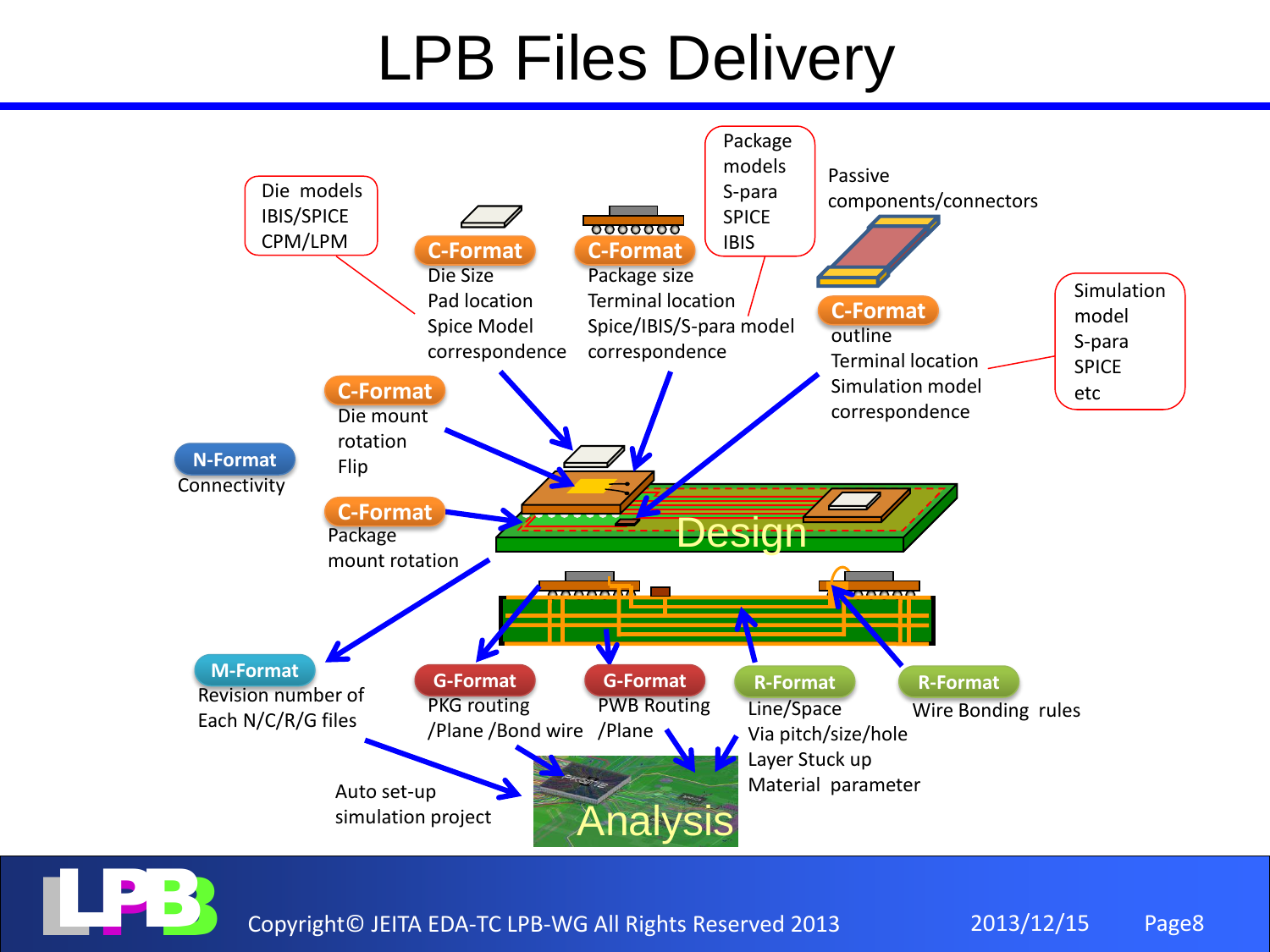# LPB Files Delivery

Die models
IBIS/SPICE
CPM/LPM

C-Format
Die Size
Pad location
Spice Model
correspondence

C-Format
Package size
Terminal location
Spice/IBIS/S-para model
correspondence

Package
models
S-para
SPICE
IBIS

Passive
components/connectors

C-Format
outline
Terminal location
Simulation model
correspondence

Simulation
model
S-para
SPICE
etc

C-Format
Die mount
rotation
Flip

N-Format
Connectivity

C-Format
Package
mount rotation

Design

M-Format
Revision number of
Each N/C/R/G files

G-Format
PKG routing
/Plane /Bond wire

G-Format
PWB Routing
/Plane

R-Format
Line/Space
Via pitch/size/hole
Layer Stuck up
Material parameter

R-Format
Wire Bonding rules

Auto set-up
simulation project

Analysis

Copyright© JEITA EDA-TC LPB-WG All Rights Reserved 2013

2013/12/15